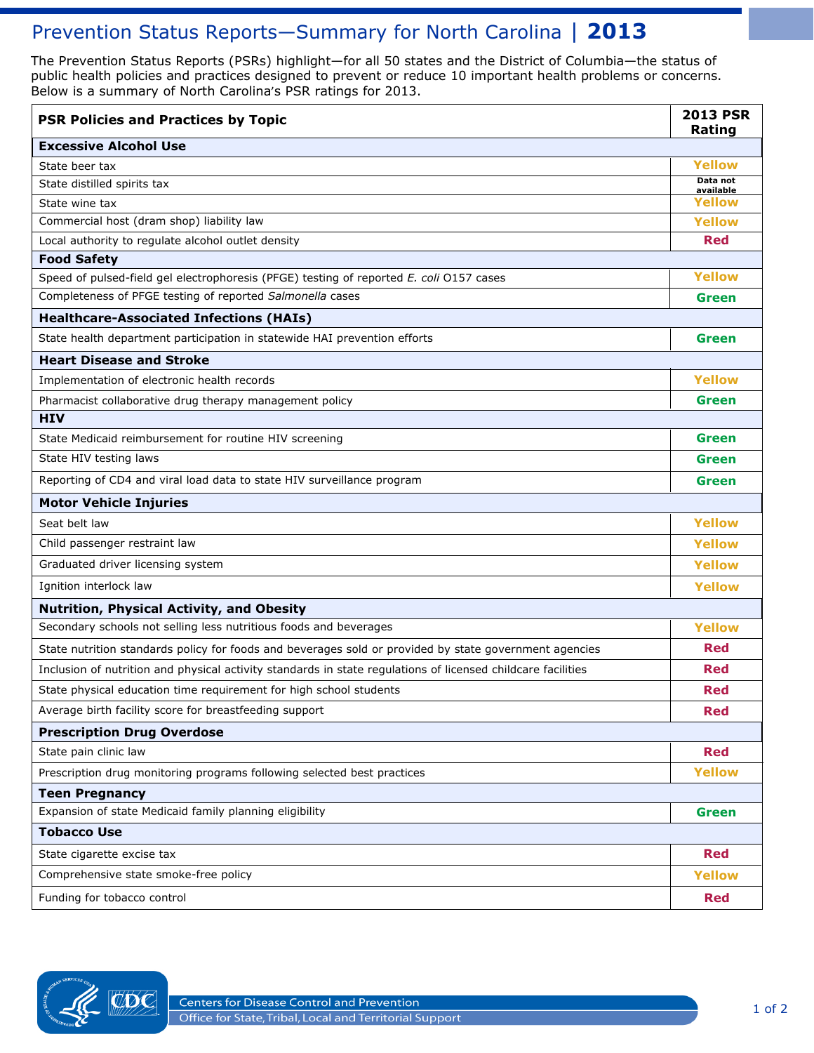# Prevention Status Reports—Summary for North Carolina | 2013

The Prevention Status Reports (PSRs) highlight—for all 50 states and the District of Columbia—the status of public health policies and practices designed to prevent or reduce 10 important health problems or concerns. Below is a summary of North Carolina's PSR ratings for 2013.

| PSR Policies and Practices by Topic | 2013 PSR Rating |
|---|---|
| **Excessive Alcohol Use** | |
| State beer tax | Yellow |
| State distilled spirits tax | Data not available |
| State wine tax | Yellow |
| Commercial host (dram shop) liability law | Yellow |
| Local authority to regulate alcohol outlet density | Red |
| **Food Safety** | |
| Speed of pulsed-field gel electrophoresis (PFGE) testing of reported *E. coli* O157 cases | Yellow |
| Completeness of PFGE testing of reported *Salmonella* cases | Green |
| **Healthcare-Associated Infections (HAIs)** | |
| State health department participation in statewide HAI prevention efforts | Green |
| **Heart Disease and Stroke** | |
| Implementation of electronic health records | Yellow |
| Pharmacist collaborative drug therapy management policy | Green |
| **HIV** | |
| State Medicaid reimbursement for routine HIV screening | Green |
| State HIV testing laws | Green |
| Reporting of CD4 and viral load data to state HIV surveillance program | Green |
| **Motor Vehicle Injuries** | |
| Seat belt law | Yellow |
| Child passenger restraint law | Yellow |
| Graduated driver licensing system | Yellow |
| Ignition interlock law | Yellow |
| **Nutrition, Physical Activity, and Obesity** | |
| Secondary schools not selling less nutritious foods and beverages | Yellow |
| State nutrition standards policy for foods and beverages sold or provided by state government agencies | Red |
| Inclusion of nutrition and physical activity standards in state regulations of licensed childcare facilities | Red |
| State physical education time requirement for high school students | Red |
| Average birth facility score for breastfeeding support | Red |
| **Prescription Drug Overdose** | |
| State pain clinic law | Red |
| Prescription drug monitoring programs following selected best practices | Yellow |
| **Teen Pregnancy** | |
| Expansion of state Medicaid family planning eligibility | Green |
| **Tobacco Use** | |
| State cigarette excise tax | Red |
| Comprehensive state smoke-free policy | Yellow |
| Funding for tobacco control | Red |

Centers for Disease Control and Prevention
Office for State, Tribal, Local and Territorial Support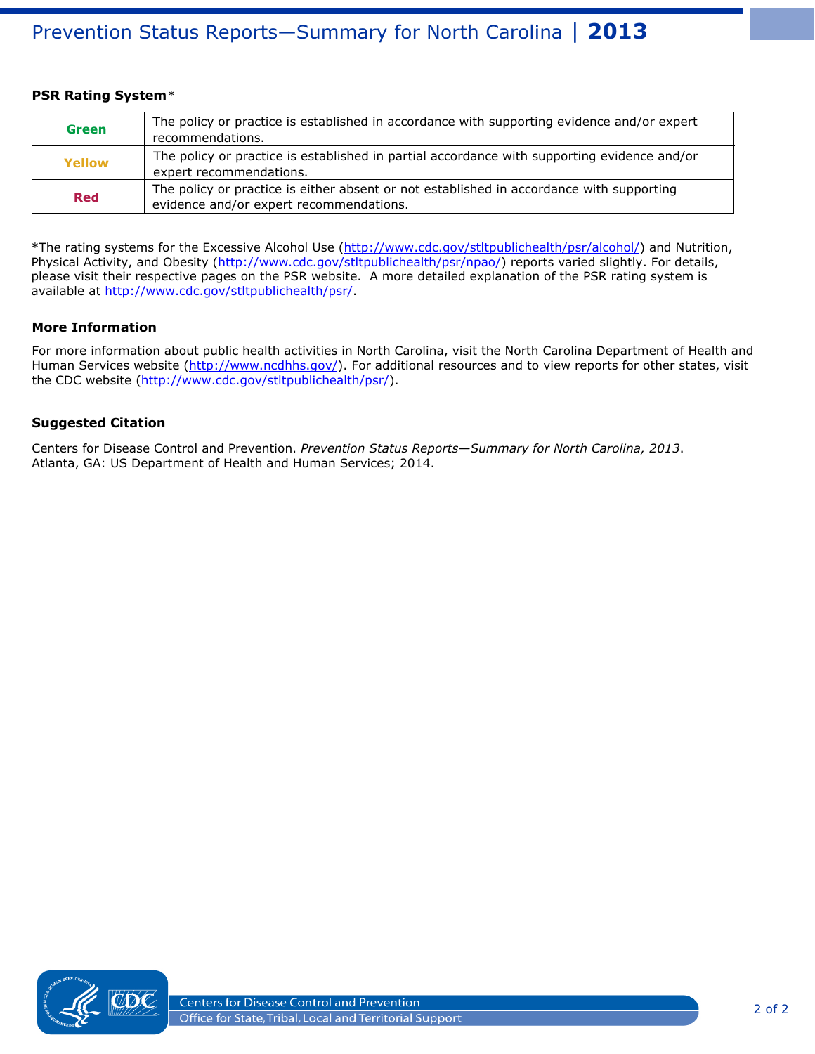## PSR Rating System*

| | |
|---|---|
| **Green** | The policy or practice is established in accordance with supporting evidence and/or expert recommendations. |
| **Yellow** | The policy or practice is established in partial accordance with supporting evidence and/or expert recommendations. |
| **Red** | The policy or practice is either absent or not established in accordance with supporting evidence and/or expert recommendations. |

*The rating systems for the Excessive Alcohol Use (http://www.cdc.gov/stltpublichealth/psr/alcohol/) and Nutrition, Physical Activity, and Obesity (http://www.cdc.gov/stltpublichealth/psr/npao/) reports varied slightly. For details, please visit their respective pages on the PSR website. A more detailed explanation of the PSR rating system is available at http://www.cdc.gov/stltpublichealth/psr/.

## More Information

For more information about public health activities in North Carolina, visit the North Carolina Department of Health and Human Services website (http://www.ncdhhs.gov/). For additional resources and to view reports for other states, visit the CDC website (http://www.cdc.gov/stltpublichealth/psr/).

## Suggested Citation

Centers for Disease Control and Prevention. *Prevention Status Reports—Summary for North Carolina, 2013*. Atlanta, GA: US Department of Health and Human Services; 2014.